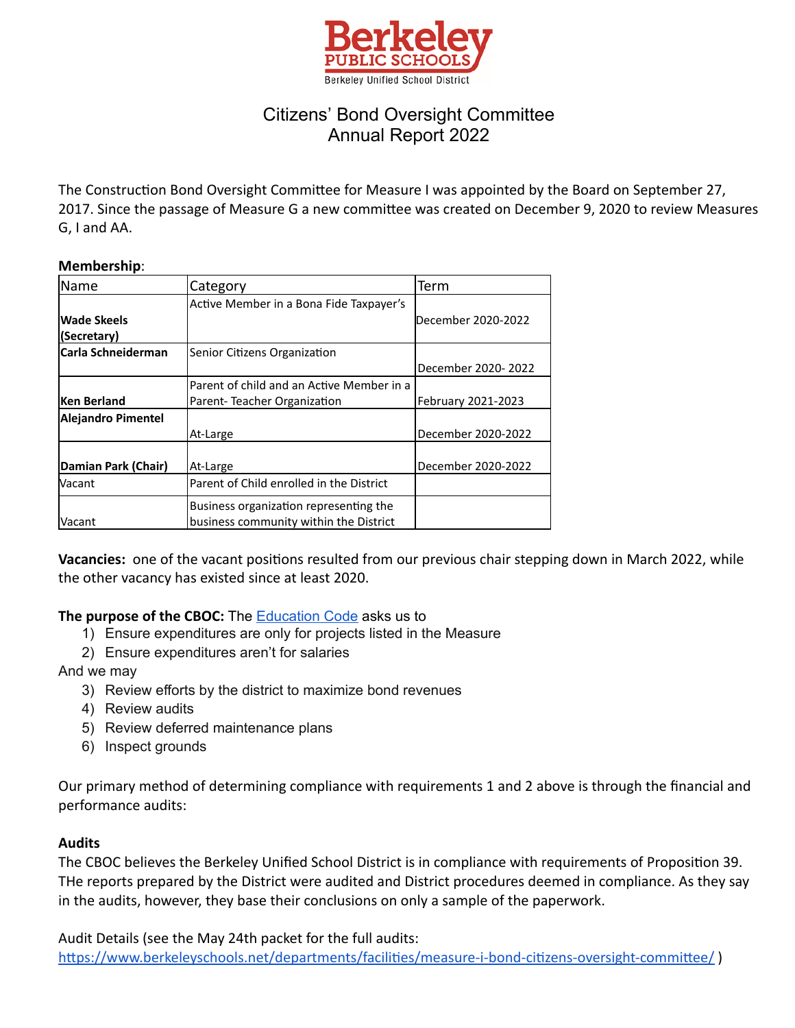# Citizens' Bond Oversight Committee
# Annual Report 2022

The Construction Bond Oversight Committee for Measure I was appointed by the Board on September 27, 2017. Since the passage of Measure G a new committee was created on December 9, 2020 to review Measures G, I and AA.

**Membership**:

| Name | Category | Term |
|---|---|---|
| **Wade Skeels (Secretary)** | Active Member in a Bona Fide Taxpayer's | December 2020-2022 |
| **Carla Schneiderman** | Senior Citizens Organization | December 2020- 2022 |
| **Ken Berland** | Parent of child and an Active Member in a Parent- Teacher Organization | February 2021-2023 |
| **Alejandro Pimentel** | At-Large | December 2020-2022 |
| **Damian Park (Chair)** | At-Large | December 2020-2022 |
| Vacant | Parent of Child enrolled in the District | |
| Vacant | Business organization representing the business community within the District | |

**Vacancies:** one of the vacant positions resulted from our previous chair stepping down in March 2022, while the other vacancy has existed since at least 2020.

**The purpose of the CBOC:** The [Education Code](#) asks us to

1) Ensure expenditures are only for projects listed in the Measure
2) Ensure expenditures aren't for salaries

And we may

3) Review efforts by the district to maximize bond revenues
4) Review audits
5) Review deferred maintenance plans
6) Inspect grounds

Our primary method of determining compliance with requirements 1 and 2 above is through the financial and performance audits:

**Audits**

The CBOC believes the Berkeley Unified School District is in compliance with requirements of Proposition 39. THe reports prepared by the District were audited and District procedures deemed in compliance. As they say in the audits, however, they base their conclusions on only a sample of the paperwork.

Audit Details (see the May 24th packet for the full audits: https://www.berkeleyschools.net/departments/facilities/measure-i-bond-citizens-oversight-committee/ )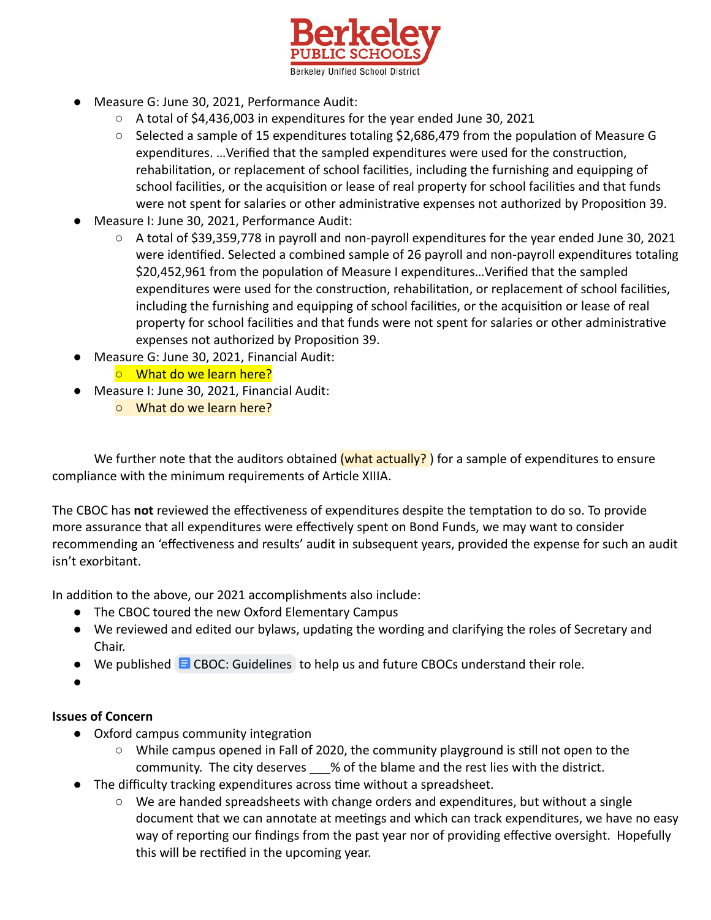- Measure G: June 30, 2021, Performance Audit:
  - A total of $4,436,003 in expenditures for the year ended June 30, 2021
  - Selected a sample of 15 expenditures totaling $2,686,479 from the population of Measure G expenditures. …Verified that the sampled expenditures were used for the construction, rehabilitation, or replacement of school facilities, including the furnishing and equipping of school facilities, or the acquisition or lease of real property for school facilities and that funds were not spent for salaries or other administrative expenses not authorized by Proposition 39.
- Measure I: June 30, 2021, Performance Audit:
  - A total of $39,359,778 in payroll and non-payroll expenditures for the year ended June 30, 2021 were identified. Selected a combined sample of 26 payroll and non-payroll expenditures totaling $20,452,961 from the population of Measure I expenditures…Verified that the sampled expenditures were used for the construction, rehabilitation, or replacement of school facilities, including the furnishing and equipping of school facilities, or the acquisition or lease of real property for school facilities and that funds were not spent for salaries or other administrative expenses not authorized by Proposition 39.
- Measure G: June 30, 2021, Financial Audit:
  - What do we learn here?
- Measure I: June 30, 2021, Financial Audit:
  - What do we learn here?

We further note that the auditors obtained (what actually? ) for a sample of expenditures to ensure compliance with the minimum requirements of Article XIIIA.

The CBOC has **not** reviewed the effectiveness of expenditures despite the temptation to do so. To provide more assurance that all expenditures were effectively spent on Bond Funds, we may want to consider recommending an 'effectiveness and results' audit in subsequent years, provided the expense for such an audit isn't exorbitant.

In addition to the above, our 2021 accomplishments also include:

- The CBOC toured the new Oxford Elementary Campus
- We reviewed and edited our bylaws, updating the wording and clarifying the roles of Secretary and Chair.
- We published CBOC: Guidelines to help us and future CBOCs understand their role.
-

**Issues of Concern**

- Oxford campus community integration
  - While campus opened in Fall of 2020, the community playground is still not open to the community. The city deserves ___% of the blame and the rest lies with the district.
- The difficulty tracking expenditures across time without a spreadsheet.
  - We are handed spreadsheets with change orders and expenditures, but without a single document that we can annotate at meetings and which can track expenditures, we have no easy way of reporting our findings from the past year nor of providing effective oversight. Hopefully this will be rectified in the upcoming year.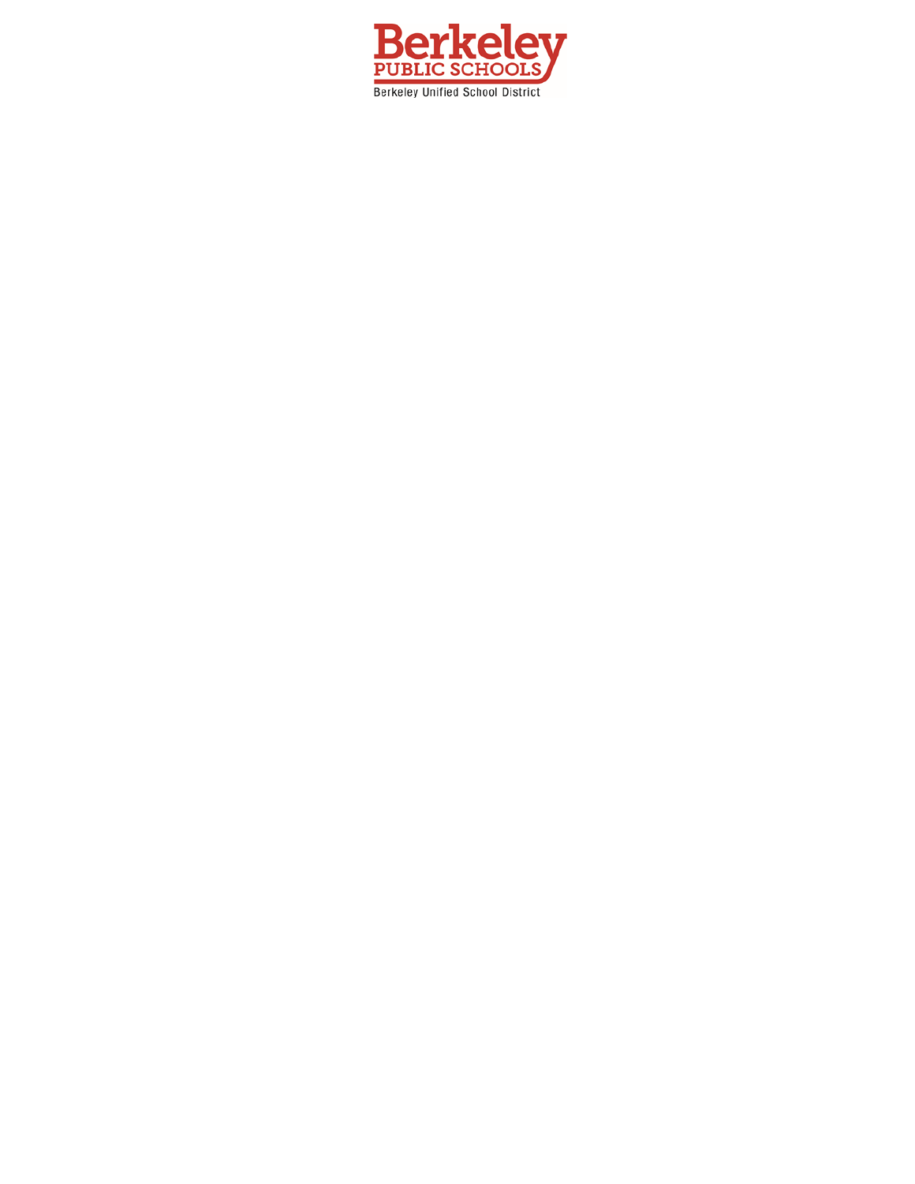Berkeley
PUBLIC SCHOOLS
Berkeley Unified School District